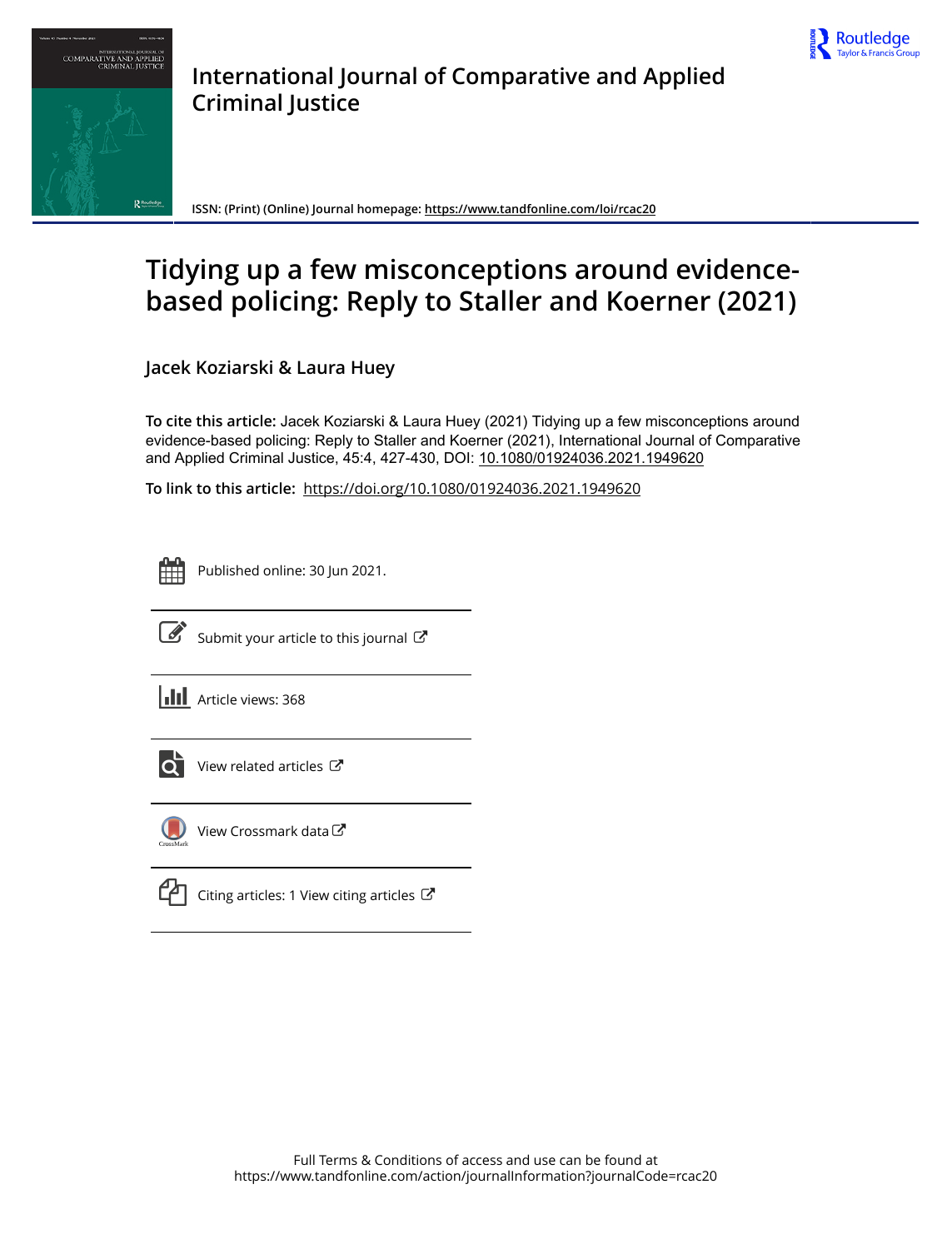# International Journal of Comparative and Applied Criminal Justice

ISSN: (Print) (Online) Journal homepage: https://www.tandfonline.com/loi/rcac20

# Tidying up a few misconceptions around evidence-based policing: Reply to Staller and Koerner (2021)

**Jacek Koziarski & Laura Huey**

**To cite this article:** Jacek Koziarski & Laura Huey (2021) Tidying up a few misconceptions around evidence-based policing: Reply to Staller and Koerner (2021), International Journal of Comparative and Applied Criminal Justice, 45:4, 427-430, DOI: 10.1080/01924036.2021.1949620

**To link to this article:** https://doi.org/10.1080/01924036.2021.1949620

Published online: 30 Jun 2021.

Submit your article to this journal

Article views: 368

View related articles

View Crossmark data

Citing articles: 1 View citing articles

Full Terms & Conditions of access and use can be found at
https://www.tandfonline.com/action/journalInformation?journalCode=rcac20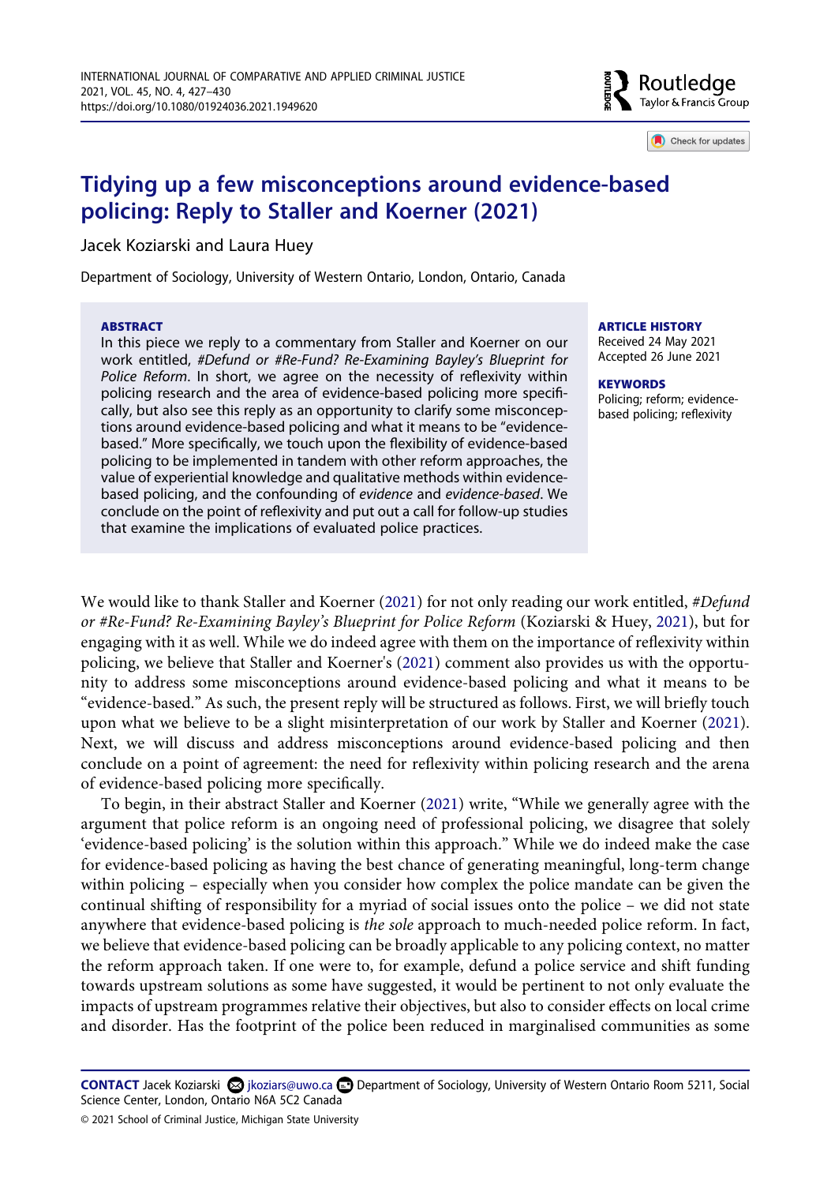# Tidying up a few misconceptions around evidence-based policing: Reply to Staller and Koerner (2021)

Jacek Koziarski and Laura Huey

Department of Sociology, University of Western Ontario, London, Ontario, Canada

**ABSTRACT**

In this piece we reply to a commentary from Staller and Koerner on our work entitled, *#Defund or #Re-Fund? Re-Examining Bayley's Blueprint for Police Reform*. In short, we agree on the necessity of reflexivity within policing research and the area of evidence-based policing more specifically, but also see this reply as an opportunity to clarify some misconceptions around evidence-based policing and what it means to be "evidence-based." More specifically, we touch upon the flexibility of evidence-based policing to be implemented in tandem with other reform approaches, the value of experiential knowledge and qualitative methods within evidence-based policing, and the confounding of *evidence* and *evidence-based*. We conclude on the point of reflexivity and put out a call for follow-up studies that examine the implications of evaluated police practices.

**ARTICLE HISTORY**

Received 24 May 2021
Accepted 26 June 2021

**KEYWORDS**

Policing; reform; evidence-based policing; reflexivity

We would like to thank Staller and Koerner (2021) for not only reading our work entitled, *#Defund or #Re-Fund? Re-Examining Bayley's Blueprint for Police Reform* (Koziarski & Huey, 2021), but for engaging with it as well. While we do indeed agree with them on the importance of reflexivity within policing, we believe that Staller and Koerner's (2021) comment also provides us with the opportunity to address some misconceptions around evidence-based policing and what it means to be "evidence-based." As such, the present reply will be structured as follows. First, we will briefly touch upon what we believe to be a slight misinterpretation of our work by Staller and Koerner (2021). Next, we will discuss and address misconceptions around evidence-based policing and then conclude on a point of agreement: the need for reflexivity within policing research and the arena of evidence-based policing more specifically.

To begin, in their abstract Staller and Koerner (2021) write, "While we generally agree with the argument that police reform is an ongoing need of professional policing, we disagree that solely 'evidence-based policing' is the solution within this approach." While we do indeed make the case for evidence-based policing as having the best chance of generating meaningful, long-term change within policing – especially when you consider how complex the police mandate can be given the continual shifting of responsibility for a myriad of social issues onto the police – we did not state anywhere that evidence-based policing is *the sole* approach to much-needed police reform. In fact, we believe that evidence-based policing can be broadly applicable to any policing context, no matter the reform approach taken. If one were to, for example, defund a police service and shift funding towards upstream solutions as some have suggested, it would be pertinent to not only evaluate the impacts of upstream programmes relative their objectives, but also to consider effects on local crime and disorder. Has the footprint of the police been reduced in marginalised communities as some

**CONTACT** Jacek Koziarski jkoziars@uwo.ca Department of Sociology, University of Western Ontario Room 5211, Social Science Center, London, Ontario N6A 5C2 Canada

© 2021 School of Criminal Justice, Michigan State University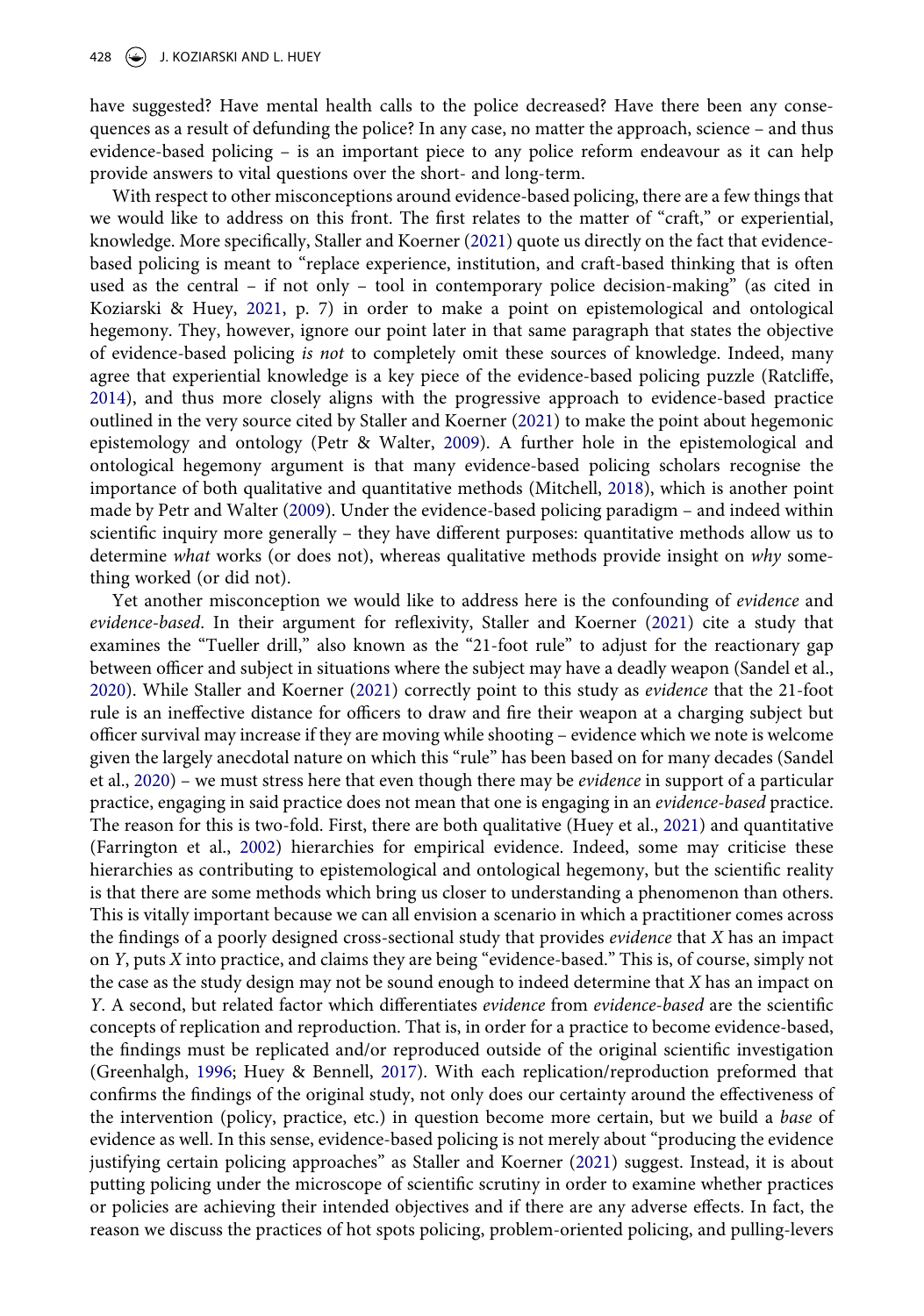have suggested? Have mental health calls to the police decreased? Have there been any consequences as a result of defunding the police? In any case, no matter the approach, science – and thus evidence-based policing – is an important piece to any police reform endeavour as it can help provide answers to vital questions over the short- and long-term.

With respect to other misconceptions around evidence-based policing, there are a few things that we would like to address on this front. The first relates to the matter of "craft," or experiential, knowledge. More specifically, Staller and Koerner (2021) quote us directly on the fact that evidence-based policing is meant to "replace experience, institution, and craft-based thinking that is often used as the central – if not only – tool in contemporary police decision-making" (as cited in Koziarski & Huey, 2021, p. 7) in order to make a point on epistemological and ontological hegemony. They, however, ignore our point later in that same paragraph that states the objective of evidence-based policing *is not* to completely omit these sources of knowledge. Indeed, many agree that experiential knowledge is a key piece of the evidence-based policing puzzle (Ratcliffe, 2014), and thus more closely aligns with the progressive approach to evidence-based practice outlined in the very source cited by Staller and Koerner (2021) to make the point about hegemonic epistemology and ontology (Petr & Walter, 2009). A further hole in the epistemological and ontological hegemony argument is that many evidence-based policing scholars recognise the importance of both qualitative and quantitative methods (Mitchell, 2018), which is another point made by Petr and Walter (2009). Under the evidence-based policing paradigm – and indeed within scientific inquiry more generally – they have different purposes: quantitative methods allow us to determine *what* works (or does not), whereas qualitative methods provide insight on *why* something worked (or did not).

Yet another misconception we would like to address here is the confounding of *evidence* and *evidence-based*. In their argument for reflexivity, Staller and Koerner (2021) cite a study that examines the "Tueller drill," also known as the "21-foot rule" to adjust for the reactionary gap between officer and subject in situations where the subject may have a deadly weapon (Sandel et al., 2020). While Staller and Koerner (2021) correctly point to this study as *evidence* that the 21-foot rule is an ineffective distance for officers to draw and fire their weapon at a charging subject but officer survival may increase if they are moving while shooting – evidence which we note is welcome given the largely anecdotal nature on which this "rule" has been based on for many decades (Sandel et al., 2020) – we must stress here that even though there may be *evidence* in support of a particular practice, engaging in said practice does not mean that one is engaging in an *evidence-based* practice. The reason for this is two-fold. First, there are both qualitative (Huey et al., 2021) and quantitative (Farrington et al., 2002) hierarchies for empirical evidence. Indeed, some may criticise these hierarchies as contributing to epistemological and ontological hegemony, but the scientific reality is that there are some methods which bring us closer to understanding a phenomenon than others. This is vitally important because we can all envision a scenario in which a practitioner comes across the findings of a poorly designed cross-sectional study that provides *evidence* that *X* has an impact on *Y*, puts *X* into practice, and claims they are being "evidence-based." This is, of course, simply not the case as the study design may not be sound enough to indeed determine that *X* has an impact on *Y*. A second, but related factor which differentiates *evidence* from *evidence-based* are the scientific concepts of replication and reproduction. That is, in order for a practice to become evidence-based, the findings must be replicated and/or reproduced outside of the original scientific investigation (Greenhalgh, 1996; Huey & Bennell, 2017). With each replication/reproduction preformed that confirms the findings of the original study, not only does our certainty around the effectiveness of the intervention (policy, practice, etc.) in question become more certain, but we build a *base* of evidence as well. In this sense, evidence-based policing is not merely about "producing the evidence justifying certain policing approaches" as Staller and Koerner (2021) suggest. Instead, it is about putting policing under the microscope of scientific scrutiny in order to examine whether practices or policies are achieving their intended objectives and if there are any adverse effects. In fact, the reason we discuss the practices of hot spots policing, problem-oriented policing, and pulling-levers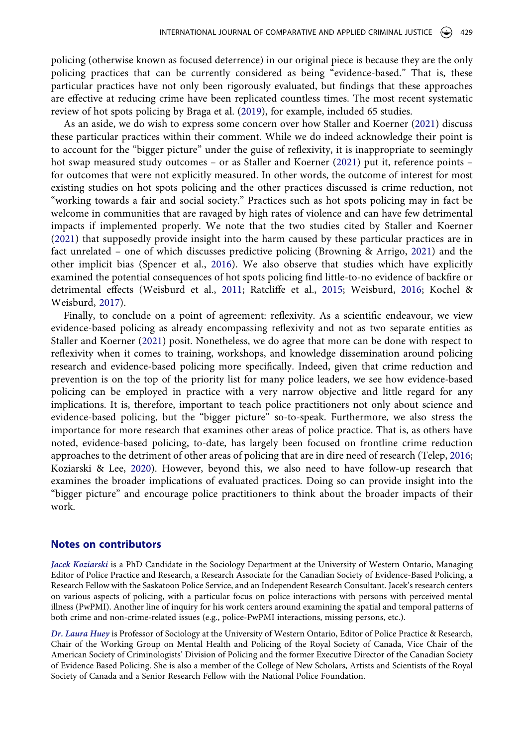policing (otherwise known as focused deterrence) in our original piece is because they are the only policing practices that can be currently considered as being "evidence-based." That is, these particular practices have not only been rigorously evaluated, but findings that these approaches are effective at reducing crime have been replicated countless times. The most recent systematic review of hot spots policing by Braga et al. (2019), for example, included 65 studies.

As an aside, we do wish to express some concern over how Staller and Koerner (2021) discuss these particular practices within their comment. While we do indeed acknowledge their point is to account for the "bigger picture" under the guise of reflexivity, it is inappropriate to seemingly hot swap measured study outcomes – or as Staller and Koerner (2021) put it, reference points – for outcomes that were not explicitly measured. In other words, the outcome of interest for most existing studies on hot spots policing and the other practices discussed is crime reduction, not "working towards a fair and social society." Practices such as hot spots policing may in fact be welcome in communities that are ravaged by high rates of violence and can have few detrimental impacts if implemented properly. We note that the two studies cited by Staller and Koerner (2021) that supposedly provide insight into the harm caused by these particular practices are in fact unrelated – one of which discusses predictive policing (Browning & Arrigo, 2021) and the other implicit bias (Spencer et al., 2016). We also observe that studies which have explicitly examined the potential consequences of hot spots policing find little-to-no evidence of backfire or detrimental effects (Weisburd et al., 2011; Ratcliffe et al., 2015; Weisburd, 2016; Kochel & Weisburd, 2017).

Finally, to conclude on a point of agreement: reflexivity. As a scientific endeavour, we view evidence-based policing as already encompassing reflexivity and not as two separate entities as Staller and Koerner (2021) posit. Nonetheless, we do agree that more can be done with respect to reflexivity when it comes to training, workshops, and knowledge dissemination around policing research and evidence-based policing more specifically. Indeed, given that crime reduction and prevention is on the top of the priority list for many police leaders, we see how evidence-based policing can be employed in practice with a very narrow objective and little regard for any implications. It is, therefore, important to teach police practitioners not only about science and evidence-based policing, but the "bigger picture" so-to-speak. Furthermore, we also stress the importance for more research that examines other areas of police practice. That is, as others have noted, evidence-based policing, to-date, has largely been focused on frontline crime reduction approaches to the detriment of other areas of policing that are in dire need of research (Telep, 2016; Koziarski & Lee, 2020). However, beyond this, we also need to have follow-up research that examines the broader implications of evaluated practices. Doing so can provide insight into the "bigger picture" and encourage police practitioners to think about the broader impacts of their work.

## Notes on contributors

***Jacek Koziarski*** is a PhD Candidate in the Sociology Department at the University of Western Ontario, Managing Editor of Police Practice and Research, a Research Associate for the Canadian Society of Evidence-Based Policing, a Research Fellow with the Saskatoon Police Service, and an Independent Research Consultant. Jacek's research centers on various aspects of policing, with a particular focus on police interactions with persons with perceived mental illness (PwPMI). Another line of inquiry for his work centers around examining the spatial and temporal patterns of both crime and non-crime-related issues (e.g., police-PwPMI interactions, missing persons, etc.).

***Dr. Laura Huey*** is Professor of Sociology at the University of Western Ontario, Editor of Police Practice & Research, Chair of the Working Group on Mental Health and Policing of the Royal Society of Canada, Vice Chair of the American Society of Criminologists' Division of Policing and the former Executive Director of the Canadian Society of Evidence Based Policing. She is also a member of the College of New Scholars, Artists and Scientists of the Royal Society of Canada and a Senior Research Fellow with the National Police Foundation.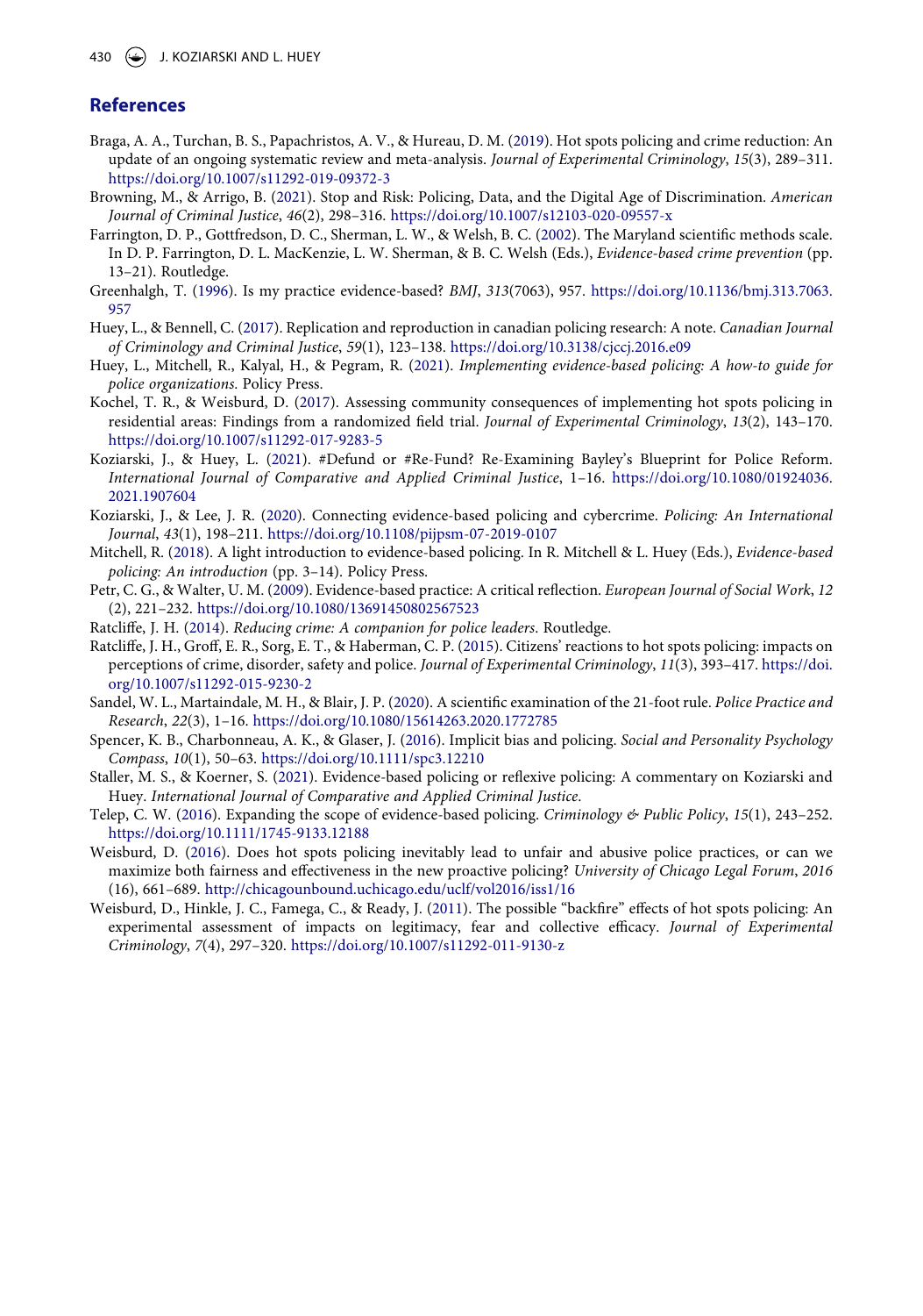## References

Braga, A. A., Turchan, B. S., Papachristos, A. V., & Hureau, D. M. (2019). Hot spots policing and crime reduction: An update of an ongoing systematic review and meta-analysis. *Journal of Experimental Criminology*, *15*(3), 289–311. https://doi.org/10.1007/s11292-019-09372-3

Browning, M., & Arrigo, B. (2021). Stop and Risk: Policing, Data, and the Digital Age of Discrimination. *American Journal of Criminal Justice*, *46*(2), 298–316. https://doi.org/10.1007/s12103-020-09557-x

Farrington, D. P., Gottfredson, D. C., Sherman, L. W., & Welsh, B. C. (2002). The Maryland scientific methods scale. In D. P. Farrington, D. L. MacKenzie, L. W. Sherman, & B. C. Welsh (Eds.), *Evidence-based crime prevention* (pp. 13–21). Routledge.

Greenhalgh, T. (1996). Is my practice evidence-based? *BMJ*, *313*(7063), 957. https://doi.org/10.1136/bmj.313.7063.957

Huey, L., & Bennell, C. (2017). Replication and reproduction in canadian policing research: A note. *Canadian Journal of Criminology and Criminal Justice*, *59*(1), 123–138. https://doi.org/10.3138/cjccj.2016.e09

Huey, L., Mitchell, R., Kalyal, H., & Pegram, R. (2021). *Implementing evidence-based policing: A how-to guide for police organizations*. Policy Press.

Kochel, T. R., & Weisburd, D. (2017). Assessing community consequences of implementing hot spots policing in residential areas: Findings from a randomized field trial. *Journal of Experimental Criminology*, *13*(2), 143–170. https://doi.org/10.1007/s11292-017-9283-5

Koziarski, J., & Huey, L. (2021). #Defund or #Re-Fund? Re-Examining Bayley's Blueprint for Police Reform. *International Journal of Comparative and Applied Criminal Justice*, 1–16. https://doi.org/10.1080/01924036.2021.1907604

Koziarski, J., & Lee, J. R. (2020). Connecting evidence-based policing and cybercrime. *Policing: An International Journal*, *43*(1), 198–211. https://doi.org/10.1108/pijpsm-07-2019-0107

Mitchell, R. (2018). A light introduction to evidence-based policing. In R. Mitchell & L. Huey (Eds.), *Evidence-based policing: An introduction* (pp. 3–14). Policy Press.

Petr, C. G., & Walter, U. M. (2009). Evidence-based practice: A critical reflection. *European Journal of Social Work*, *12*(2), 221–232. https://doi.org/10.1080/13691450802567523

Ratcliffe, J. H. (2014). *Reducing crime: A companion for police leaders*. Routledge.

Ratcliffe, J. H., Groff, E. R., Sorg, E. T., & Haberman, C. P. (2015). Citizens' reactions to hot spots policing: impacts on perceptions of crime, disorder, safety and police. *Journal of Experimental Criminology*, *11*(3), 393–417. https://doi.org/10.1007/s11292-015-9230-2

Sandel, W. L., Martaindale, M. H., & Blair, J. P. (2020). A scientific examination of the 21-foot rule. *Police Practice and Research*, *22*(3), 1–16. https://doi.org/10.1080/15614263.2020.1772785

Spencer, K. B., Charbonneau, A. K., & Glaser, J. (2016). Implicit bias and policing. *Social and Personality Psychology Compass*, *10*(1), 50–63. https://doi.org/10.1111/spc3.12210

Staller, M. S., & Koerner, S. (2021). Evidence-based policing or reflexive policing: A commentary on Koziarski and Huey. *International Journal of Comparative and Applied Criminal Justice*.

Telep, C. W. (2016). Expanding the scope of evidence-based policing. *Criminology & Public Policy*, *15*(1), 243–252. https://doi.org/10.1111/1745-9133.12188

Weisburd, D. (2016). Does hot spots policing inevitably lead to unfair and abusive police practices, or can we maximize both fairness and effectiveness in the new proactive policing? *University of Chicago Legal Forum*, *2016*(16), 661–689. http://chicagounbound.uchicago.edu/uclf/vol2016/iss1/16

Weisburd, D., Hinkle, J. C., Famega, C., & Ready, J. (2011). The possible "backfire" effects of hot spots policing: An experimental assessment of impacts on legitimacy, fear and collective efficacy. *Journal of Experimental Criminology*, *7*(4), 297–320. https://doi.org/10.1007/s11292-011-9130-z